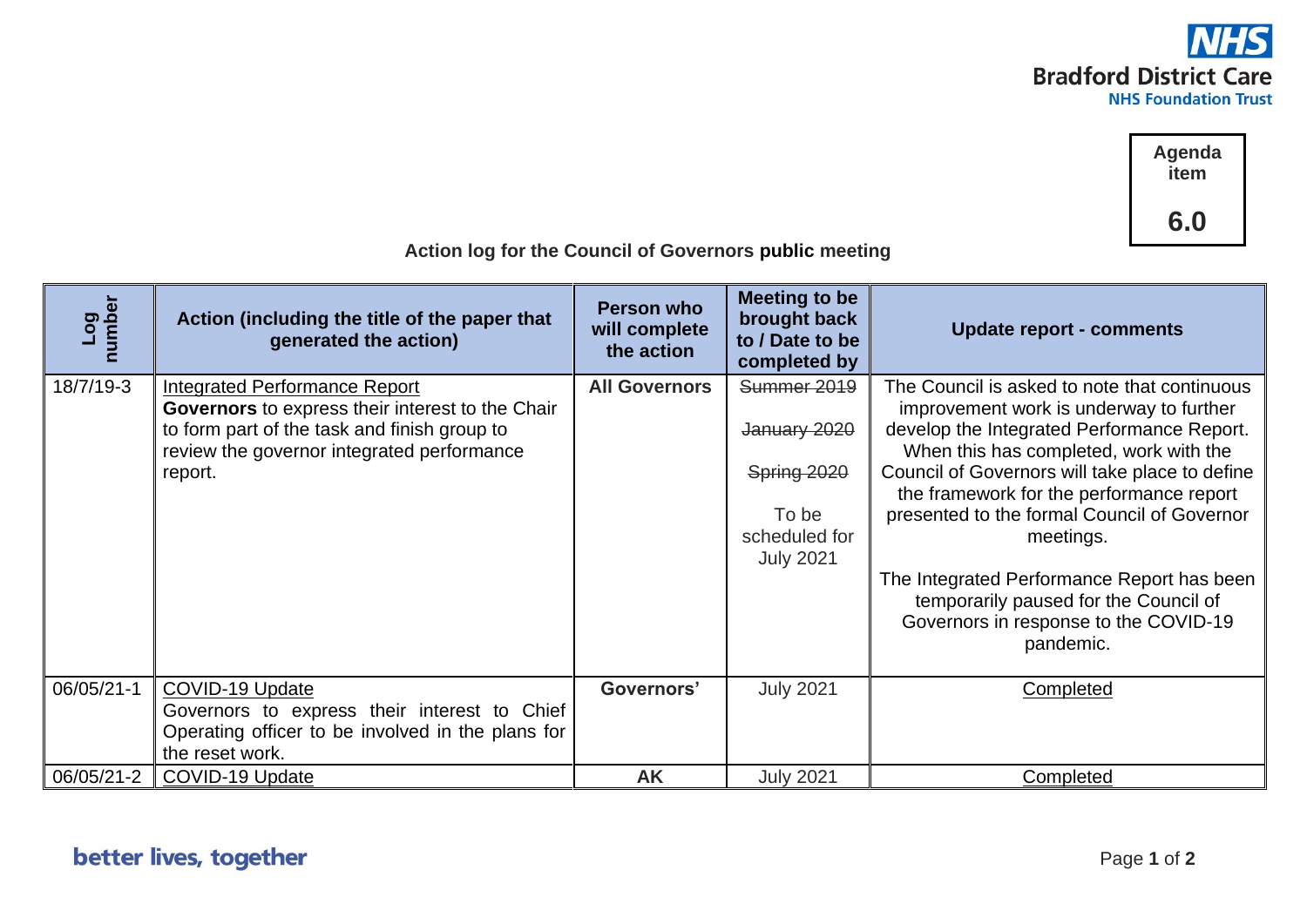Agenda item **6.0**

### Action log for the Council of Governors **public** meeting

| Log number | Action (including the title of the paper that generated the action) | Person who will complete the action | Meeting to be brought back to / Date to be completed by | Update report - comments |
|---|---|---|---|---|
| 18/7/19-3 | Integrated Performance Report<br>**Governors** to express their interest to the Chair to form part of the task and finish group to review the governor integrated performance report. | **All Governors** | ~~Summer 2019~~<br>~~January 2020~~<br>~~Spring 2020~~<br>To be scheduled for July 2021 | The Council is asked to note that continuous improvement work is underway to further develop the Integrated Performance Report. When this has completed, work with the Council of Governors will take place to define the framework for the performance report presented to the formal Council of Governor meetings.<br>The Integrated Performance Report has been temporarily paused for the Council of Governors in response to the COVID-19 pandemic. |
| 06/05/21-1 | COVID-19 Update<br>Governors to express their interest to Chief Operating officer to be involved in the plans for the reset work. | **Governors'** | July 2021 | Completed |
| 06/05/21-2 | COVID-19 Update | **AK** | July 2021 | Completed |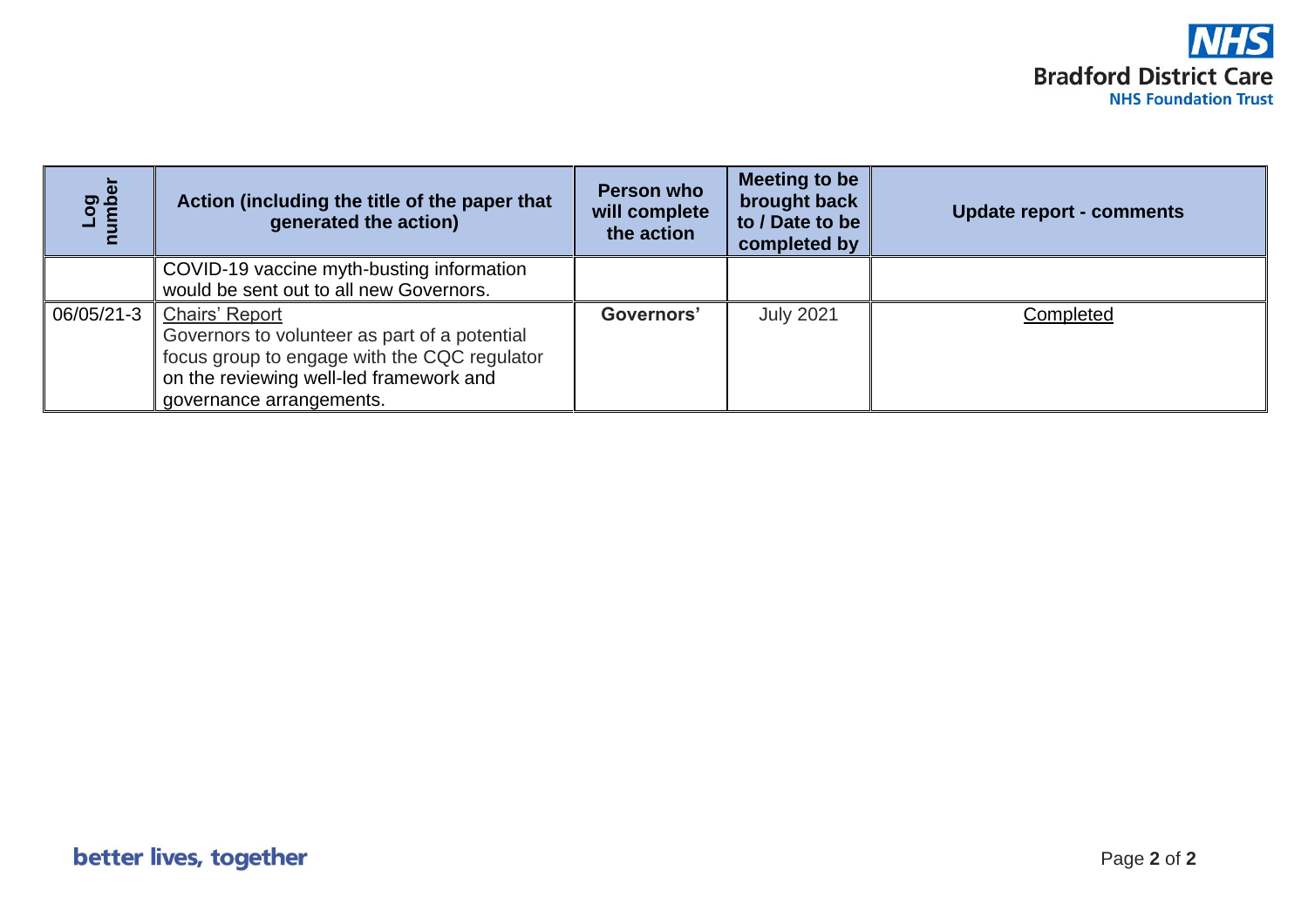| Log number | Action (including the title of the paper that generated the action) | Person who will complete the action | Meeting to be brought back to / Date to be completed by | Update report - comments |
|---|---|---|---|---|
| | COVID-19 vaccine myth-busting information would be sent out to all new Governors. | | | |
| 06/05/21-3 | Chairs' Report<br>Governors to volunteer as part of a potential focus group to engage with the CQC regulator on the reviewing well-led framework and governance arrangements. | **Governors'** | July 2021 | Completed |